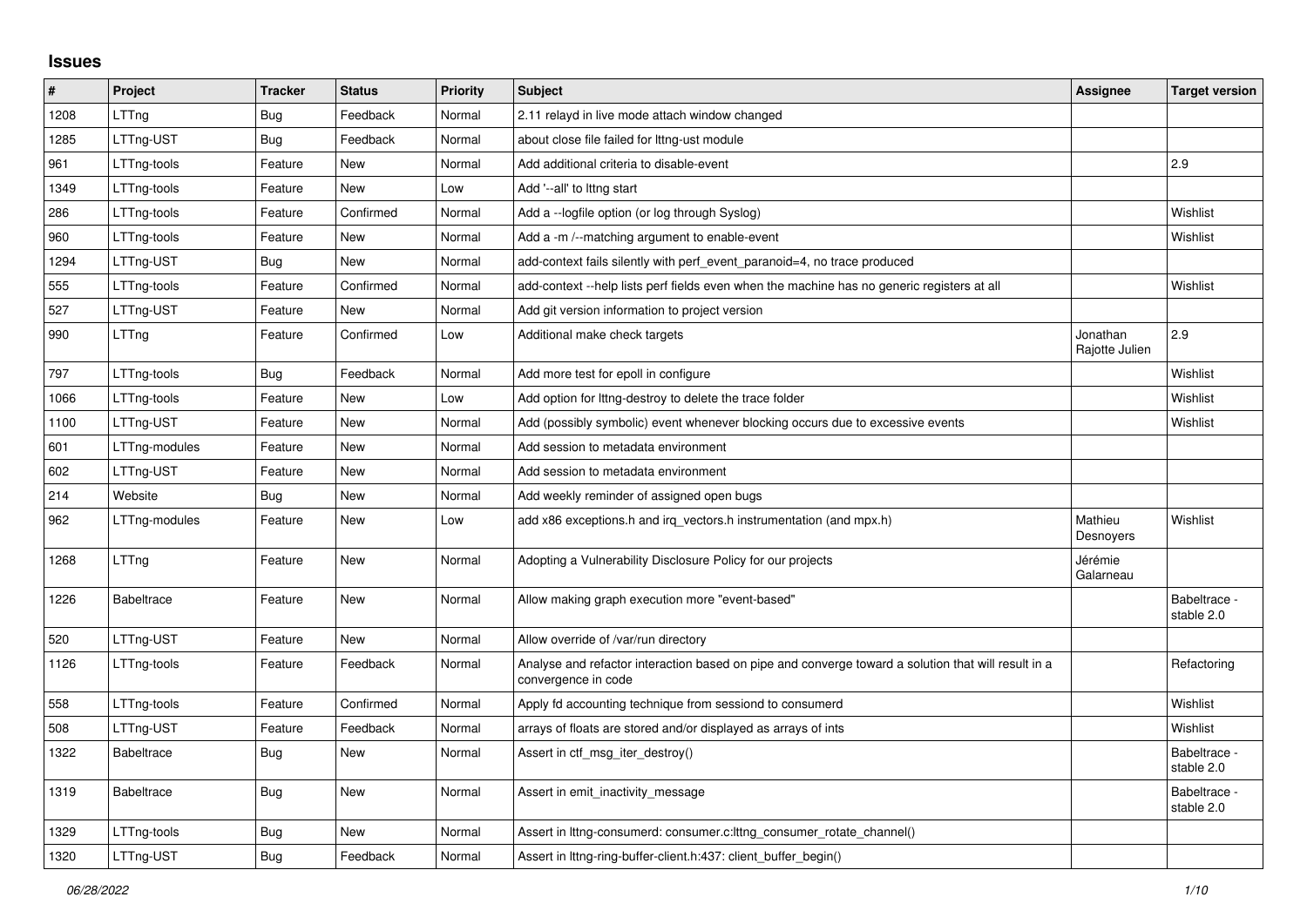## Issues

| # | Project | Tracker | Status | Priority | Subject | Assignee | Target version |
|---|---|---|---|---|---|---|---|
| 1208 | LTTng | Bug | Feedback | Normal | 2.11 relayd in live mode attach window changed | | |
| 1285 | LTTng-UST | Bug | Feedback | Normal | about close file failed for lttng-ust module | | |
| 961 | LTTng-tools | Feature | New | Normal | Add additional criteria to disable-event | | 2.9 |
| 1349 | LTTng-tools | Feature | New | Low | Add '--all' to lttng start | | |
| 286 | LTTng-tools | Feature | Confirmed | Normal | Add a --logfile option (or log through Syslog) | | Wishlist |
| 960 | LTTng-tools | Feature | New | Normal | Add a -m /--matching argument to enable-event | | Wishlist |
| 1294 | LTTng-UST | Bug | New | Normal | add-context fails silently with perf_event_paranoid=4, no trace produced | | |
| 555 | LTTng-tools | Feature | Confirmed | Normal | add-context --help lists perf fields even when the machine has no generic registers at all | | Wishlist |
| 527 | LTTng-UST | Feature | New | Normal | Add git version information to project version | | |
| 990 | LTTng | Feature | Confirmed | Low | Additional make check targets | Jonathan Rajotte Julien | 2.9 |
| 797 | LTTng-tools | Bug | Feedback | Normal | Add more test for epoll in configure | | Wishlist |
| 1066 | LTTng-tools | Feature | New | Low | Add option for lttng-destroy to delete the trace folder | | Wishlist |
| 1100 | LTTng-UST | Feature | New | Normal | Add (possibly symbolic) event whenever blocking occurs due to excessive events | | Wishlist |
| 601 | LTTng-modules | Feature | New | Normal | Add session to metadata environment | | |
| 602 | LTTng-UST | Feature | New | Normal | Add session to metadata environment | | |
| 214 | Website | Bug | New | Normal | Add weekly reminder of assigned open bugs | | |
| 962 | LTTng-modules | Feature | New | Low | add x86 exceptions.h and irq_vectors.h instrumentation (and mpx.h) | Mathieu Desnoyers | Wishlist |
| 1268 | LTTng | Feature | New | Normal | Adopting a Vulnerability Disclosure Policy for our projects | Jérémie Galarneau | |
| 1226 | Babeltrace | Feature | New | Normal | Allow making graph execution more "event-based" | | Babeltrace - stable 2.0 |
| 520 | LTTng-UST | Feature | New | Normal | Allow override of /var/run directory | | |
| 1126 | LTTng-tools | Feature | Feedback | Normal | Analyse and refactor interaction based on pipe and converge toward a solution that will result in a convergence in code | | Refactoring |
| 558 | LTTng-tools | Feature | Confirmed | Normal | Apply fd accounting technique from sessiond to consumerd | | Wishlist |
| 508 | LTTng-UST | Feature | Feedback | Normal | arrays of floats are stored and/or displayed as arrays of ints | | Wishlist |
| 1322 | Babeltrace | Bug | New | Normal | Assert in ctf_msg_iter_destroy() | | Babeltrace - stable 2.0 |
| 1319 | Babeltrace | Bug | New | Normal | Assert in emit_inactivity_message | | Babeltrace - stable 2.0 |
| 1329 | LTTng-tools | Bug | New | Normal | Assert in lttng-consumerd: consumer.c:lttng_consumer_rotate_channel() | | |
| 1320 | LTTng-UST | Bug | Feedback | Normal | Assert in lttng-ring-buffer-client.h:437: client_buffer_begin() | | |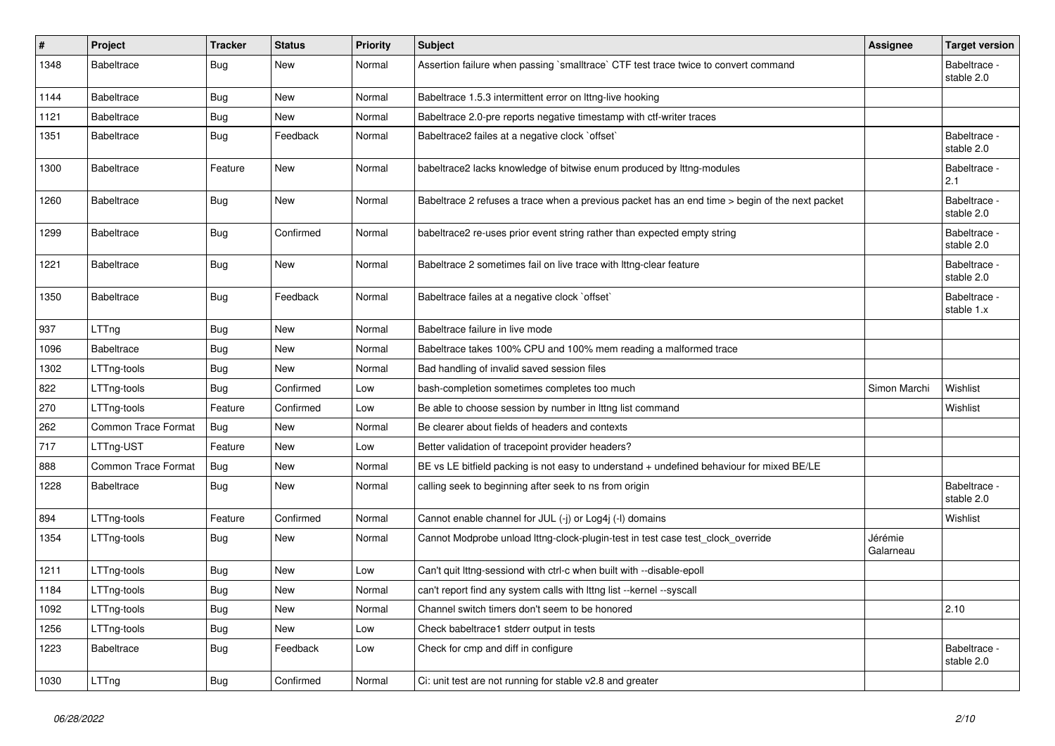| # | Project | Tracker | Status | Priority | Subject | Assignee | Target version |
|---|---|---|---|---|---|---|---|
| 1348 | Babeltrace | Bug | New | Normal | Assertion failure when passing `smalltrace` CTF test trace twice to convert command | | Babeltrace - stable 2.0 |
| 1144 | Babeltrace | Bug | New | Normal | Babeltrace 1.5.3 intermittent error on lttng-live hooking | | |
| 1121 | Babeltrace | Bug | New | Normal | Babeltrace 2.0-pre reports negative timestamp with ctf-writer traces | | |
| 1351 | Babeltrace | Bug | Feedback | Normal | Babeltrace2 failes at a negative clock `offset` | | Babeltrace - stable 2.0 |
| 1300 | Babeltrace | Feature | New | Normal | babeltrace2 lacks knowledge of bitwise enum produced by lttng-modules | | Babeltrace - 2.1 |
| 1260 | Babeltrace | Bug | New | Normal | Babeltrace 2 refuses a trace when a previous packet has an end time > begin of the next packet | | Babeltrace - stable 2.0 |
| 1299 | Babeltrace | Bug | Confirmed | Normal | babeltrace2 re-uses prior event string rather than expected empty string | | Babeltrace - stable 2.0 |
| 1221 | Babeltrace | Bug | New | Normal | Babeltrace 2 sometimes fail on live trace with lttng-clear feature | | Babeltrace - stable 2.0 |
| 1350 | Babeltrace | Bug | Feedback | Normal | Babeltrace failes at a negative clock `offset` | | Babeltrace - stable 1.x |
| 937 | LTTng | Bug | New | Normal | Babeltrace failure in live mode | | |
| 1096 | Babeltrace | Bug | New | Normal | Babeltrace takes 100% CPU and 100% mem reading a malformed trace | | |
| 1302 | LTTng-tools | Bug | New | Normal | Bad handling of invalid saved session files | | |
| 822 | LTTng-tools | Bug | Confirmed | Low | bash-completion sometimes completes too much | Simon Marchi | Wishlist |
| 270 | LTTng-tools | Feature | Confirmed | Low | Be able to choose session by number in lttng list command | | Wishlist |
| 262 | Common Trace Format | Bug | New | Normal | Be clearer about fields of headers and contexts | | |
| 717 | LTTng-UST | Feature | New | Low | Better validation of tracepoint provider headers? | | |
| 888 | Common Trace Format | Bug | New | Normal | BE vs LE bitfield packing is not easy to understand + undefined behaviour for mixed BE/LE | | |
| 1228 | Babeltrace | Bug | New | Normal | calling seek to beginning after seek to ns from origin | | Babeltrace - stable 2.0 |
| 894 | LTTng-tools | Feature | Confirmed | Normal | Cannot enable channel for JUL (-j) or Log4j (-l) domains | | Wishlist |
| 1354 | LTTng-tools | Bug | New | Normal | Cannot Modprobe unload lttng-clock-plugin-test in test case test_clock_override | Jérémie Galarneau | |
| 1211 | LTTng-tools | Bug | New | Low | Can't quit lttng-sessiond with ctrl-c when built with --disable-epoll | | |
| 1184 | LTTng-tools | Bug | New | Normal | can't report find any system calls with lttng list --kernel --syscall | | |
| 1092 | LTTng-tools | Bug | New | Normal | Channel switch timers don't seem to be honored | | 2.10 |
| 1256 | LTTng-tools | Bug | New | Low | Check babeltrace1 stderr output in tests | | |
| 1223 | Babeltrace | Bug | Feedback | Low | Check for cmp and diff in configure | | Babeltrace - stable 2.0 |
| 1030 | LTTng | Bug | Confirmed | Normal | Ci: unit test are not running for stable v2.8 and greater | | |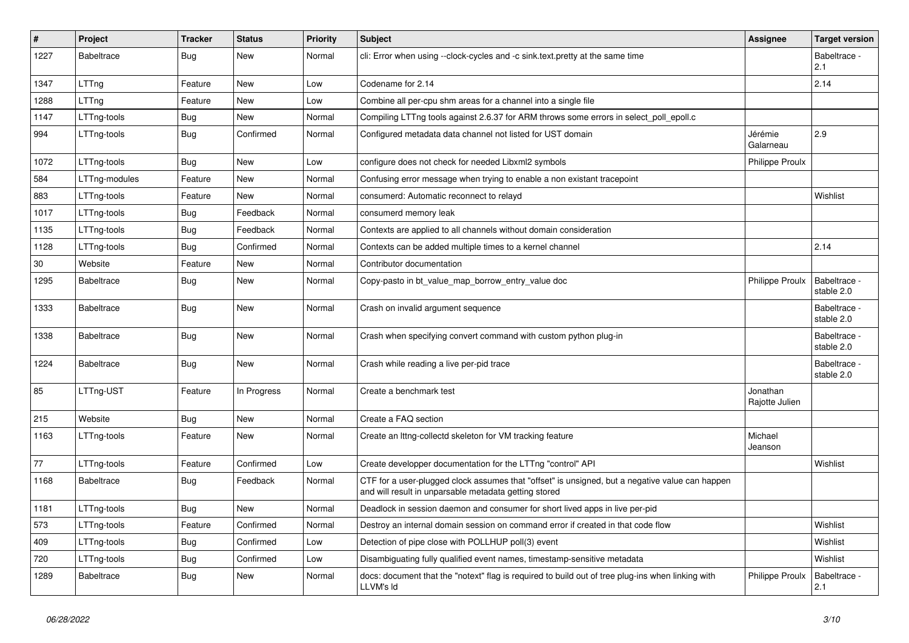| # | Project | Tracker | Status | Priority | Subject | Assignee | Target version |
|---|---|---|---|---|---|---|---|
| 1227 | Babeltrace | Bug | New | Normal | cli: Error when using --clock-cycles and -c sink.text.pretty at the same time | | Babeltrace - 2.1 |
| 1347 | LTTng | Feature | New | Low | Codename for 2.14 | | 2.14 |
| 1288 | LTTng | Feature | New | Low | Combine all per-cpu shm areas for a channel into a single file | | |
| 1147 | LTTng-tools | Bug | New | Normal | Compiling LTTng tools against 2.6.37 for ARM throws some errors in select_poll_epoll.c | | |
| 994 | LTTng-tools | Bug | Confirmed | Normal | Configured metadata data channel not listed for UST domain | Jérémie Galarneau | 2.9 |
| 1072 | LTTng-tools | Bug | New | Low | configure does not check for needed Libxml2 symbols | Philippe Proulx | |
| 584 | LTTng-modules | Feature | New | Normal | Confusing error message when trying to enable a non existant tracepoint | | |
| 883 | LTTng-tools | Feature | New | Normal | consumerd: Automatic reconnect to relayd | | Wishlist |
| 1017 | LTTng-tools | Bug | Feedback | Normal | consumerd memory leak | | |
| 1135 | LTTng-tools | Bug | Feedback | Normal | Contexts are applied to all channels without domain consideration | | |
| 1128 | LTTng-tools | Bug | Confirmed | Normal | Contexts can be added multiple times to a kernel channel | | 2.14 |
| 30 | Website | Feature | New | Normal | Contributor documentation | | |
| 1295 | Babeltrace | Bug | New | Normal | Copy-pasto in bt_value_map_borrow_entry_value doc | Philippe Proulx | Babeltrace - stable 2.0 |
| 1333 | Babeltrace | Bug | New | Normal | Crash on invalid argument sequence | | Babeltrace - stable 2.0 |
| 1338 | Babeltrace | Bug | New | Normal | Crash when specifying convert command with custom python plug-in | | Babeltrace - stable 2.0 |
| 1224 | Babeltrace | Bug | New | Normal | Crash while reading a live per-pid trace | | Babeltrace - stable 2.0 |
| 85 | LTTng-UST | Feature | In Progress | Normal | Create a benchmark test | Jonathan Rajotte Julien | |
| 215 | Website | Bug | New | Normal | Create a FAQ section | | |
| 1163 | LTTng-tools | Feature | New | Normal | Create an lttng-collectd skeleton for VM tracking feature | Michael Jeanson | |
| 77 | LTTng-tools | Feature | Confirmed | Low | Create developper documentation for the LTTng "control" API | | Wishlist |
| 1168 | Babeltrace | Bug | Feedback | Normal | CTF for a user-plugged clock assumes that "offset" is unsigned, but a negative value can happen and will result in unparsable metadata getting stored | | |
| 1181 | LTTng-tools | Bug | New | Normal | Deadlock in session daemon and consumer for short lived apps in live per-pid | | |
| 573 | LTTng-tools | Feature | Confirmed | Normal | Destroy an internal domain session on command error if created in that code flow | | Wishlist |
| 409 | LTTng-tools | Bug | Confirmed | Low | Detection of pipe close with POLLHUP poll(3) event | | Wishlist |
| 720 | LTTng-tools | Bug | Confirmed | Low | Disambiguating fully qualified event names, timestamp-sensitive metadata | | Wishlist |
| 1289 | Babeltrace | Bug | New | Normal | docs: document that the "notext" flag is required to build out of tree plug-ins when linking with LLVM's ld | Philippe Proulx | Babeltrace - 2.1 |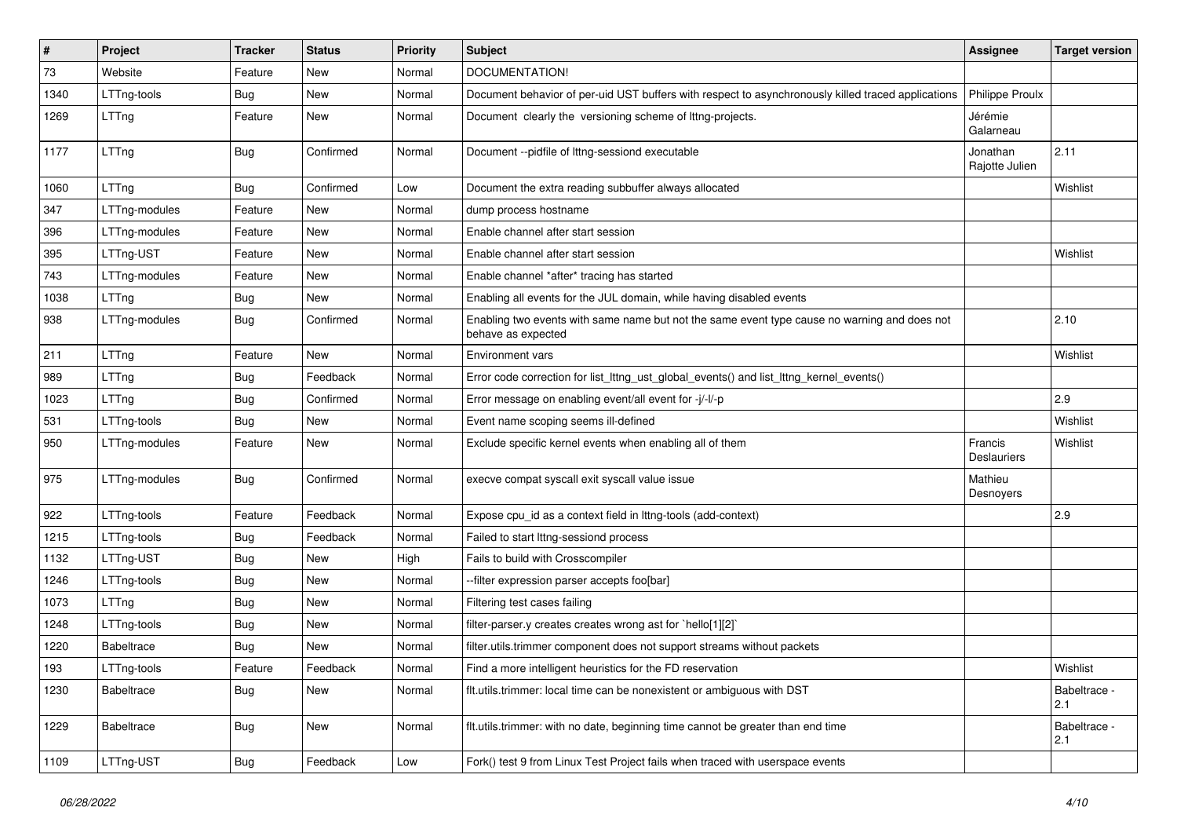| # | Project | Tracker | Status | Priority | Subject | Assignee | Target version |
|---|---|---|---|---|---|---|---|
| 73 | Website | Feature | New | Normal | DOCUMENTATION! | | |
| 1340 | LTTng-tools | Bug | New | Normal | Document behavior of per-uid UST buffers with respect to asynchronously killed traced applications | Philippe Proulx | |
| 1269 | LTTng | Feature | New | Normal | Document clearly the versioning scheme of lttng-projects. | Jérémie Galarneau | |
| 1177 | LTTng | Bug | Confirmed | Normal | Document --pidfile of lttng-sessiond executable | Jonathan Rajotte Julien | 2.11 |
| 1060 | LTTng | Bug | Confirmed | Low | Document the extra reading subbuffer always allocated | | Wishlist |
| 347 | LTTng-modules | Feature | New | Normal | dump process hostname | | |
| 396 | LTTng-modules | Feature | New | Normal | Enable channel after start session | | |
| 395 | LTTng-UST | Feature | New | Normal | Enable channel after start session | | Wishlist |
| 743 | LTTng-modules | Feature | New | Normal | Enable channel *after* tracing has started | | |
| 1038 | LTTng | Bug | New | Normal | Enabling all events for the JUL domain, while having disabled events | | |
| 938 | LTTng-modules | Bug | Confirmed | Normal | Enabling two events with same name but not the same event type cause no warning and does not behave as expected | | 2.10 |
| 211 | LTTng | Feature | New | Normal | Environment vars | | Wishlist |
| 989 | LTTng | Bug | Feedback | Normal | Error code correction for list_lttng_ust_global_events() and list_lttng_kernel_events() | | |
| 1023 | LTTng | Bug | Confirmed | Normal | Error message on enabling event/all event for -j/-l/-p | | 2.9 |
| 531 | LTTng-tools | Bug | New | Normal | Event name scoping seems ill-defined | | Wishlist |
| 950 | LTTng-modules | Feature | New | Normal | Exclude specific kernel events when enabling all of them | Francis Deslauriers | Wishlist |
| 975 | LTTng-modules | Bug | Confirmed | Normal | execve compat syscall exit syscall value issue | Mathieu Desnoyers | |
| 922 | LTTng-tools | Feature | Feedback | Normal | Expose cpu_id as a context field in lttng-tools (add-context) | | 2.9 |
| 1215 | LTTng-tools | Bug | Feedback | Normal | Failed to start lttng-sessiond process | | |
| 1132 | LTTng-UST | Bug | New | High | Fails to build with Crosscompiler | | |
| 1246 | LTTng-tools | Bug | New | Normal | --filter expression parser accepts foo[bar] | | |
| 1073 | LTTng | Bug | New | Normal | Filtering test cases failing | | |
| 1248 | LTTng-tools | Bug | New | Normal | filter-parser.y creates creates wrong ast for `hello[1][2]` | | |
| 1220 | Babeltrace | Bug | New | Normal | filter.utils.trimmer component does not support streams without packets | | |
| 193 | LTTng-tools | Feature | Feedback | Normal | Find a more intelligent heuristics for the FD reservation | | Wishlist |
| 1230 | Babeltrace | Bug | New | Normal | flt.utils.trimmer: local time can be nonexistent or ambiguous with DST | | Babeltrace - 2.1 |
| 1229 | Babeltrace | Bug | New | Normal | flt.utils.trimmer: with no date, beginning time cannot be greater than end time | | Babeltrace - 2.1 |
| 1109 | LTTng-UST | Bug | Feedback | Low | Fork() test 9 from Linux Test Project fails when traced with userspace events | | |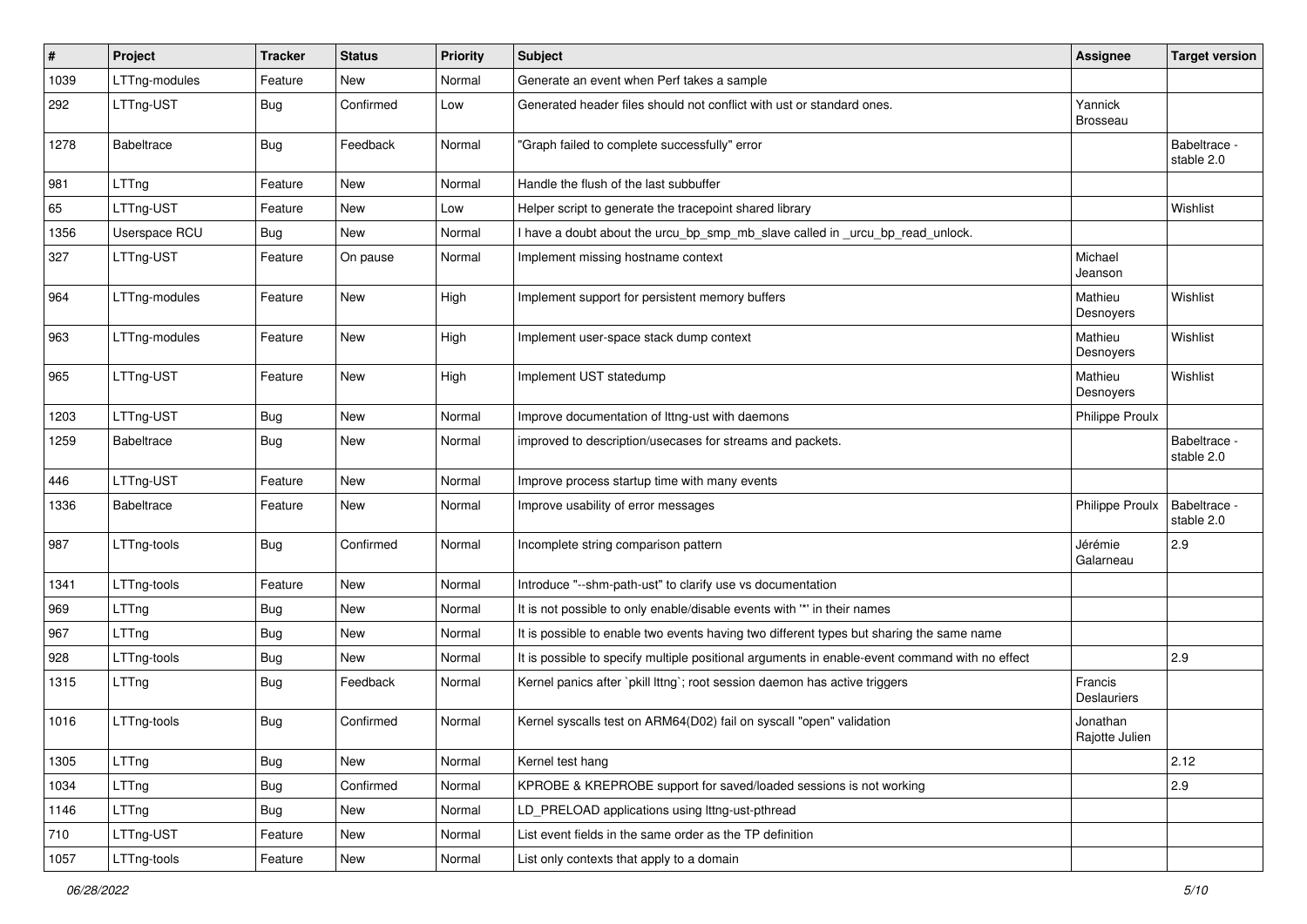| # | Project | Tracker | Status | Priority | Subject | Assignee | Target version |
|---|---|---|---|---|---|---|---|
| 1039 | LTTng-modules | Feature | New | Normal | Generate an event when Perf takes a sample | | |
| 292 | LTTng-UST | Bug | Confirmed | Low | Generated header files should not conflict with ust or standard ones. | Yannick Brosseau | |
| 1278 | Babeltrace | Bug | Feedback | Normal | "Graph failed to complete successfully" error | | Babeltrace - stable 2.0 |
| 981 | LTTng | Feature | New | Normal | Handle the flush of the last subbuffer | | |
| 65 | LTTng-UST | Feature | New | Low | Helper script to generate the tracepoint shared library | | Wishlist |
| 1356 | Userspace RCU | Bug | New | Normal | I have a doubt about the urcu_bp_smp_mb_slave called in _urcu_bp_read_unlock. | | |
| 327 | LTTng-UST | Feature | On pause | Normal | Implement missing hostname context | Michael Jeanson | |
| 964 | LTTng-modules | Feature | New | High | Implement support for persistent memory buffers | Mathieu Desnoyers | Wishlist |
| 963 | LTTng-modules | Feature | New | High | Implement user-space stack dump context | Mathieu Desnoyers | Wishlist |
| 965 | LTTng-UST | Feature | New | High | Implement UST statedump | Mathieu Desnoyers | Wishlist |
| 1203 | LTTng-UST | Bug | New | Normal | Improve documentation of lttng-ust with daemons | Philippe Proulx | |
| 1259 | Babeltrace | Bug | New | Normal | improved to description/usecases for streams and packets. | | Babeltrace - stable 2.0 |
| 446 | LTTng-UST | Feature | New | Normal | Improve process startup time with many events | | |
| 1336 | Babeltrace | Feature | New | Normal | Improve usability of error messages | Philippe Proulx | Babeltrace - stable 2.0 |
| 987 | LTTng-tools | Bug | Confirmed | Normal | Incomplete string comparison pattern | Jérémie Galarneau | 2.9 |
| 1341 | LTTng-tools | Feature | New | Normal | Introduce "--shm-path-ust" to clarify use vs documentation | | |
| 969 | LTTng | Bug | New | Normal | It is not possible to only enable/disable events with '*' in their names | | |
| 967 | LTTng | Bug | New | Normal | It is possible to enable two events having two different types but sharing the same name | | |
| 928 | LTTng-tools | Bug | New | Normal | It is possible to specify multiple positional arguments in enable-event command with no effect | | 2.9 |
| 1315 | LTTng | Bug | Feedback | Normal | Kernel panics after `pkill lttng`; root session daemon has active triggers | Francis Deslauriers | |
| 1016 | LTTng-tools | Bug | Confirmed | Normal | Kernel syscalls test on ARM64(D02) fail on syscall "open" validation | Jonathan Rajotte Julien | |
| 1305 | LTTng | Bug | New | Normal | Kernel test hang | | 2.12 |
| 1034 | LTTng | Bug | Confirmed | Normal | KPROBE & KREPROBE support for saved/loaded sessions is not working | | 2.9 |
| 1146 | LTTng | Bug | New | Normal | LD_PRELOAD applications using lttng-ust-pthread | | |
| 710 | LTTng-UST | Feature | New | Normal | List event fields in the same order as the TP definition | | |
| 1057 | LTTng-tools | Feature | New | Normal | List only contexts that apply to a domain | | |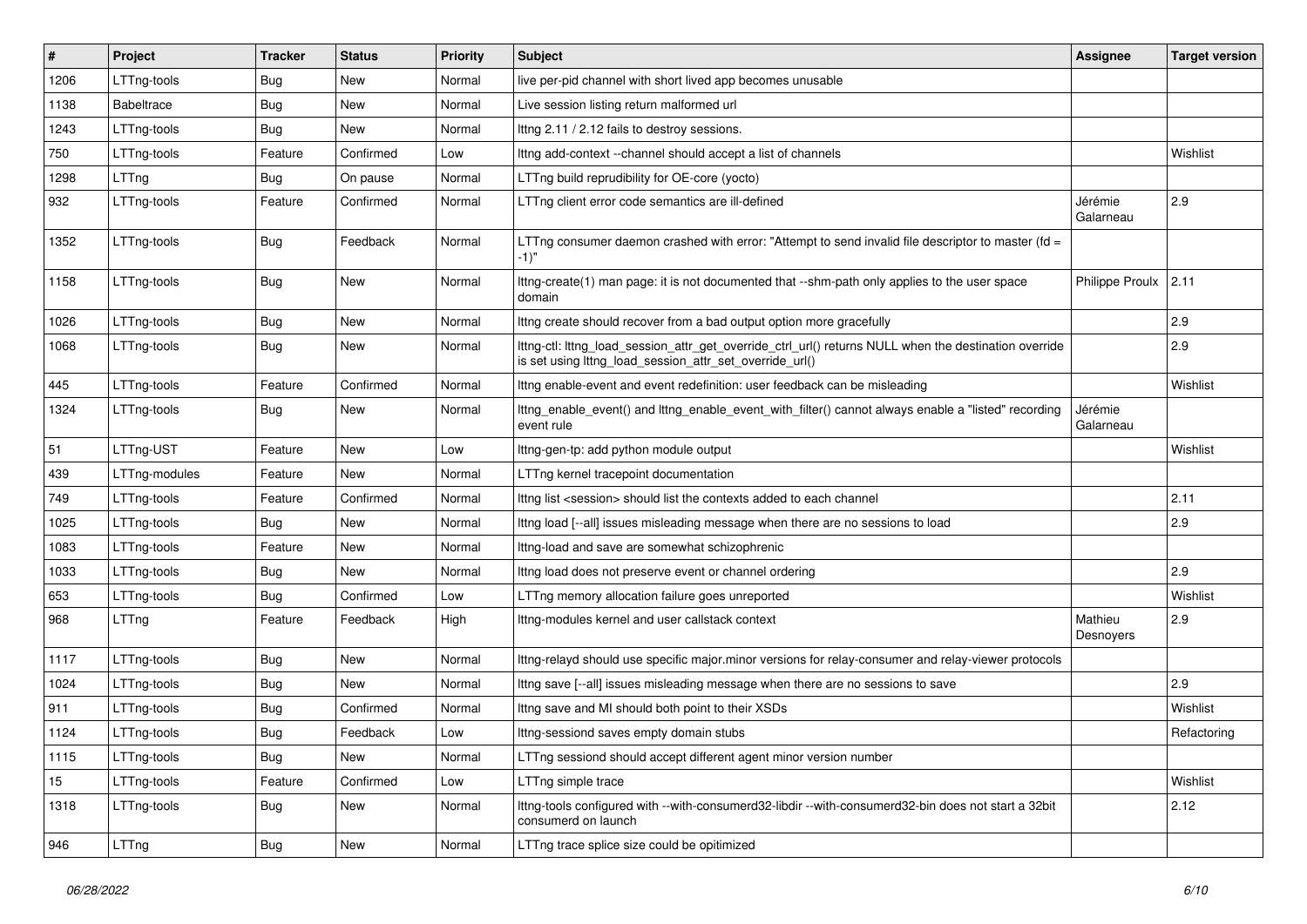| # | Project | Tracker | Status | Priority | Subject | Assignee | Target version |
|---|---|---|---|---|---|---|---|
| 1206 | LTTng-tools | Bug | New | Normal | live per-pid channel with short lived app becomes unusable | | |
| 1138 | Babeltrace | Bug | New | Normal | Live session listing return malformed url | | |
| 1243 | LTTng-tools | Bug | New | Normal | lttng 2.11 / 2.12 fails to destroy sessions. | | |
| 750 | LTTng-tools | Feature | Confirmed | Low | lttng add-context --channel should accept a list of channels | | Wishlist |
| 1298 | LTTng | Bug | On pause | Normal | LTTng build reprudibility for OE-core (yocto) | | |
| 932 | LTTng-tools | Feature | Confirmed | Normal | LTTng client error code semantics are ill-defined | Jérémie Galarneau | 2.9 |
| 1352 | LTTng-tools | Bug | Feedback | Normal | LTTng consumer daemon crashed with error: "Attempt to send invalid file descriptor to master (fd = -1)" | | |
| 1158 | LTTng-tools | Bug | New | Normal | lttng-create(1) man page: it is not documented that --shm-path only applies to the user space domain | Philippe Proulx | 2.11 |
| 1026 | LTTng-tools | Bug | New | Normal | lttng create should recover from a bad output option more gracefully | | 2.9 |
| 1068 | LTTng-tools | Bug | New | Normal | lttng-ctl: lttng_load_session_attr_get_override_ctrl_url() returns NULL when the destination override is set using lttng_load_session_attr_set_override_url() | | 2.9 |
| 445 | LTTng-tools | Feature | Confirmed | Normal | lttng enable-event and event redefinition: user feedback can be misleading | | Wishlist |
| 1324 | LTTng-tools | Bug | New | Normal | lttng_enable_event() and lttng_enable_event_with_filter() cannot always enable a "listed" recording event rule | Jérémie Galarneau | |
| 51 | LTTng-UST | Feature | New | Low | lttng-gen-tp: add python module output | | Wishlist |
| 439 | LTTng-modules | Feature | New | Normal | LTTng kernel tracepoint documentation | | |
| 749 | LTTng-tools | Feature | Confirmed | Normal | lttng list <session> should list the contexts added to each channel | | 2.11 |
| 1025 | LTTng-tools | Bug | New | Normal | lttng load [--all] issues misleading message when there are no sessions to load | | 2.9 |
| 1083 | LTTng-tools | Feature | New | Normal | lttng-load and save are somewhat schizophrenic | | |
| 1033 | LTTng-tools | Bug | New | Normal | lttng load does not preserve event or channel ordering | | 2.9 |
| 653 | LTTng-tools | Bug | Confirmed | Low | LTTng memory allocation failure goes unreported | | Wishlist |
| 968 | LTTng | Feature | Feedback | High | lttng-modules kernel and user callstack context | Mathieu Desnoyers | 2.9 |
| 1117 | LTTng-tools | Bug | New | Normal | lttng-relayd should use specific major.minor versions for relay-consumer and relay-viewer protocols | | |
| 1024 | LTTng-tools | Bug | New | Normal | lttng save [--all] issues misleading message when there are no sessions to save | | 2.9 |
| 911 | LTTng-tools | Bug | Confirmed | Normal | lttng save and MI should both point to their XSDs | | Wishlist |
| 1124 | LTTng-tools | Bug | Feedback | Low | lttng-sessiond saves empty domain stubs | | Refactoring |
| 1115 | LTTng-tools | Bug | New | Normal | LTTng sessiond should accept different agent minor version number | | |
| 15 | LTTng-tools | Feature | Confirmed | Low | LTTng simple trace | | Wishlist |
| 1318 | LTTng-tools | Bug | New | Normal | lttng-tools configured with --with-consumerd32-libdir --with-consumerd32-bin does not start a 32bit consumerd on launch | | 2.12 |
| 946 | LTTng | Bug | New | Normal | LTTng trace splice size could be opitimized | | |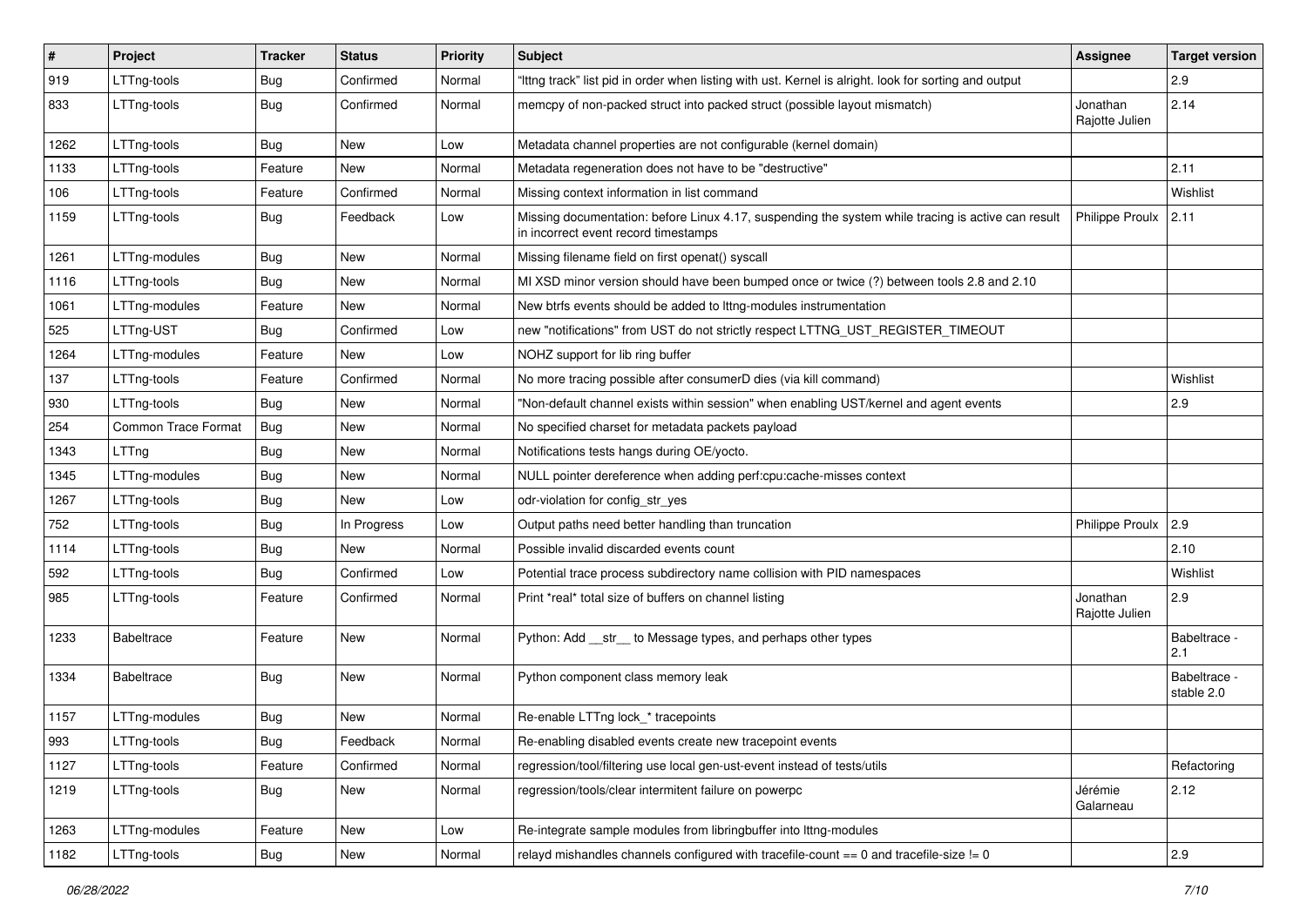| # | Project | Tracker | Status | Priority | Subject | Assignee | Target version |
|---|---|---|---|---|---|---|---|
| 919 | LTTng-tools | Bug | Confirmed | Normal | "lttng track" list pid in order when listing with ust. Kernel is alright. look for sorting and output | | 2.9 |
| 833 | LTTng-tools | Bug | Confirmed | Normal | memcpy of non-packed struct into packed struct (possible layout mismatch) | Jonathan Rajotte Julien | 2.14 |
| 1262 | LTTng-tools | Bug | New | Low | Metadata channel properties are not configurable (kernel domain) | | |
| 1133 | LTTng-tools | Feature | New | Normal | Metadata regeneration does not have to be "destructive" | | 2.11 |
| 106 | LTTng-tools | Feature | Confirmed | Normal | Missing context information in list command | | Wishlist |
| 1159 | LTTng-tools | Bug | Feedback | Low | Missing documentation: before Linux 4.17, suspending the system while tracing is active can result in incorrect event record timestamps | Philippe Proulx | 2.11 |
| 1261 | LTTng-modules | Bug | New | Normal | Missing filename field on first openat() syscall | | |
| 1116 | LTTng-tools | Bug | New | Normal | MI XSD minor version should have been bumped once or twice (?) between tools 2.8 and 2.10 | | |
| 1061 | LTTng-modules | Feature | New | Normal | New btrfs events should be added to lttng-modules instrumentation | | |
| 525 | LTTng-UST | Bug | Confirmed | Low | new "notifications" from UST do not strictly respect LTTNG_UST_REGISTER_TIMEOUT | | |
| 1264 | LTTng-modules | Feature | New | Low | NOHZ support for lib ring buffer | | |
| 137 | LTTng-tools | Feature | Confirmed | Normal | No more tracing possible after consumerD dies (via kill command) | | Wishlist |
| 930 | LTTng-tools | Bug | New | Normal | "Non-default channel exists within session" when enabling UST/kernel and agent events | | 2.9 |
| 254 | Common Trace Format | Bug | New | Normal | No specified charset for metadata packets payload | | |
| 1343 | LTTng | Bug | New | Normal | Notifications tests hangs during OE/yocto. | | |
| 1345 | LTTng-modules | Bug | New | Normal | NULL pointer dereference when adding perf:cpu:cache-misses context | | |
| 1267 | LTTng-tools | Bug | New | Low | odr-violation for config_str_yes | | |
| 752 | LTTng-tools | Bug | In Progress | Low | Output paths need better handling than truncation | Philippe Proulx | 2.9 |
| 1114 | LTTng-tools | Bug | New | Normal | Possible invalid discarded events count | | 2.10 |
| 592 | LTTng-tools | Bug | Confirmed | Low | Potential trace process subdirectory name collision with PID namespaces | | Wishlist |
| 985 | LTTng-tools | Feature | Confirmed | Normal | Print *real* total size of buffers on channel listing | Jonathan Rajotte Julien | 2.9 |
| 1233 | Babeltrace | Feature | New | Normal | Python: Add __str__ to Message types, and perhaps other types | | Babeltrace - 2.1 |
| 1334 | Babeltrace | Bug | New | Normal | Python component class memory leak | | Babeltrace - stable 2.0 |
| 1157 | LTTng-modules | Bug | New | Normal | Re-enable LTTng lock_* tracepoints | | |
| 993 | LTTng-tools | Bug | Feedback | Normal | Re-enabling disabled events create new tracepoint events | | |
| 1127 | LTTng-tools | Feature | Confirmed | Normal | regression/tool/filtering use local gen-ust-event instead of tests/utils | | Refactoring |
| 1219 | LTTng-tools | Bug | New | Normal | regression/tools/clear intermitent failure on powerpc | Jérémie Galarneau | 2.12 |
| 1263 | LTTng-modules | Feature | New | Low | Re-integrate sample modules from libringbuffer into lttng-modules | | |
| 1182 | LTTng-tools | Bug | New | Normal | relayd mishandles channels configured with tracefile-count == 0 and tracefile-size != 0 | | 2.9 |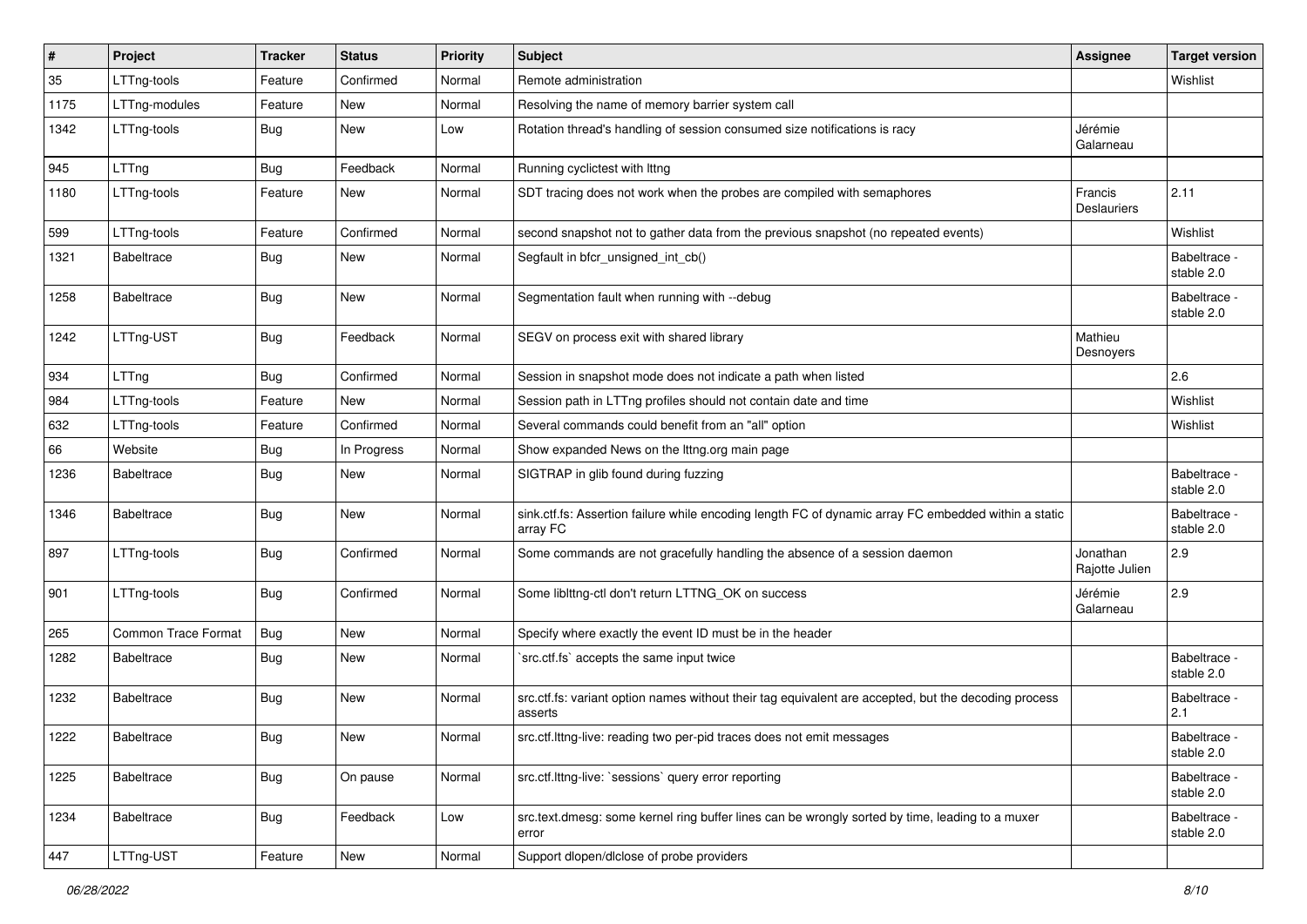| # | Project | Tracker | Status | Priority | Subject | Assignee | Target version |
|---|---|---|---|---|---|---|---|
| 35 | LTTng-tools | Feature | Confirmed | Normal | Remote administration | | Wishlist |
| 1175 | LTTng-modules | Feature | New | Normal | Resolving the name of memory barrier system call | | |
| 1342 | LTTng-tools | Bug | New | Low | Rotation thread's handling of session consumed size notifications is racy | Jérémie Galarneau | |
| 945 | LTTng | Bug | Feedback | Normal | Running cyclictest with lttng | | |
| 1180 | LTTng-tools | Feature | New | Normal | SDT tracing does not work when the probes are compiled with semaphores | Francis Deslauriers | 2.11 |
| 599 | LTTng-tools | Feature | Confirmed | Normal | second snapshot not to gather data from the previous snapshot (no repeated events) | | Wishlist |
| 1321 | Babeltrace | Bug | New | Normal | Segfault in bfcr_unsigned_int_cb() | | Babeltrace - stable 2.0 |
| 1258 | Babeltrace | Bug | New | Normal | Segmentation fault when running with --debug | | Babeltrace - stable 2.0 |
| 1242 | LTTng-UST | Bug | Feedback | Normal | SEGV on process exit with shared library | Mathieu Desnoyers | |
| 934 | LTTng | Bug | Confirmed | Normal | Session in snapshot mode does not indicate a path when listed | | 2.6 |
| 984 | LTTng-tools | Feature | New | Normal | Session path in LTTng profiles should not contain date and time | | Wishlist |
| 632 | LTTng-tools | Feature | Confirmed | Normal | Several commands could benefit from an "all" option | | Wishlist |
| 66 | Website | Bug | In Progress | Normal | Show expanded News on the lttng.org main page | | |
| 1236 | Babeltrace | Bug | New | Normal | SIGTRAP in glib found during fuzzing | | Babeltrace - stable 2.0 |
| 1346 | Babeltrace | Bug | New | Normal | sink.ctf.fs: Assertion failure while encoding length FC of dynamic array FC embedded within a static array FC | | Babeltrace - stable 2.0 |
| 897 | LTTng-tools | Bug | Confirmed | Normal | Some commands are not gracefully handling the absence of a session daemon | Jonathan Rajotte Julien | 2.9 |
| 901 | LTTng-tools | Bug | Confirmed | Normal | Some liblttng-ctl don't return LTTNG_OK on success | Jérémie Galarneau | 2.9 |
| 265 | Common Trace Format | Bug | New | Normal | Specify where exactly the event ID must be in the header | | |
| 1282 | Babeltrace | Bug | New | Normal | `src.ctf.fs` accepts the same input twice | | Babeltrace - stable 2.0 |
| 1232 | Babeltrace | Bug | New | Normal | src.ctf.fs: variant option names without their tag equivalent are accepted, but the decoding process asserts | | Babeltrace - 2.1 |
| 1222 | Babeltrace | Bug | New | Normal | src.ctf.lttng-live: reading two per-pid traces does not emit messages | | Babeltrace - stable 2.0 |
| 1225 | Babeltrace | Bug | On pause | Normal | src.ctf.lttng-live: `sessions` query error reporting | | Babeltrace - stable 2.0 |
| 1234 | Babeltrace | Bug | Feedback | Low | src.text.dmesg: some kernel ring buffer lines can be wrongly sorted by time, leading to a muxer error | | Babeltrace - stable 2.0 |
| 447 | LTTng-UST | Feature | New | Normal | Support dlopen/dlclose of probe providers | | |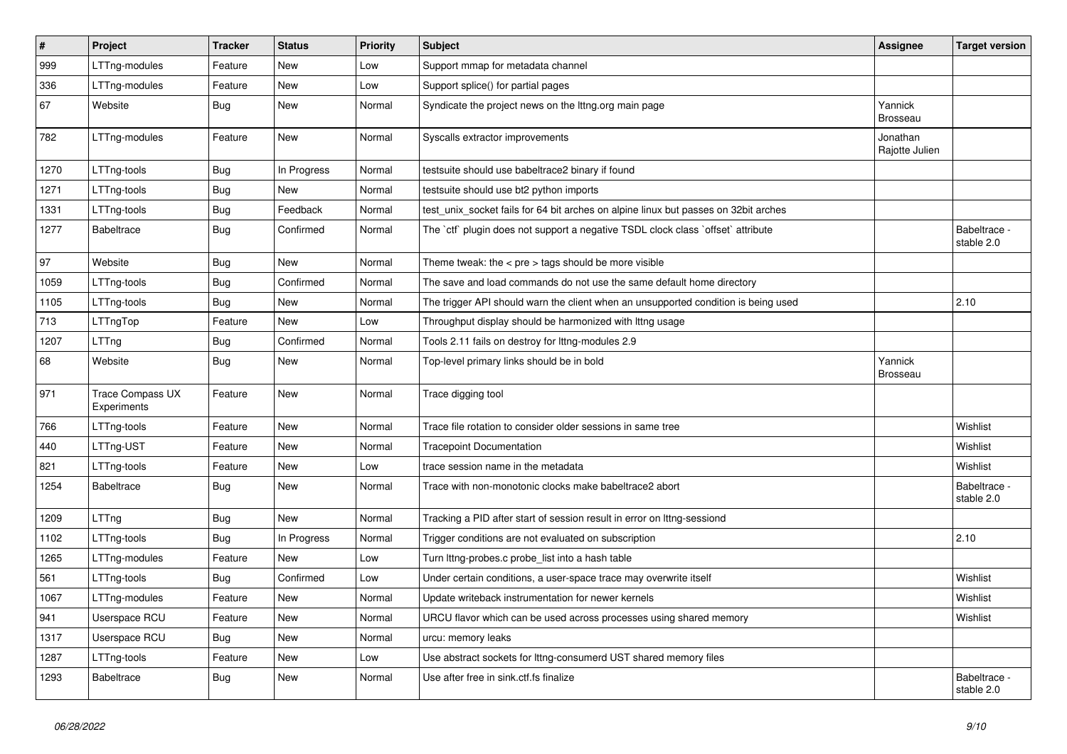| # | Project | Tracker | Status | Priority | Subject | Assignee | Target version |
|---|---|---|---|---|---|---|---|
| 999 | LTTng-modules | Feature | New | Low | Support mmap for metadata channel | | |
| 336 | LTTng-modules | Feature | New | Low | Support splice() for partial pages | | |
| 67 | Website | Bug | New | Normal | Syndicate the project news on the lttng.org main page | Yannick Brosseau | |
| 782 | LTTng-modules | Feature | New | Normal | Syscalls extractor improvements | Jonathan Rajotte Julien | |
| 1270 | LTTng-tools | Bug | In Progress | Normal | testsuite should use babeltrace2 binary if found | | |
| 1271 | LTTng-tools | Bug | New | Normal | testsuite should use bt2 python imports | | |
| 1331 | LTTng-tools | Bug | Feedback | Normal | test_unix_socket fails for 64 bit arches on alpine linux but passes on 32bit arches | | |
| 1277 | Babeltrace | Bug | Confirmed | Normal | The `ctf` plugin does not support a negative TSDL clock class `offset` attribute | | Babeltrace - stable 2.0 |
| 97 | Website | Bug | New | Normal | Theme tweak: the < pre > tags should be more visible | | |
| 1059 | LTTng-tools | Bug | Confirmed | Normal | The save and load commands do not use the same default home directory | | |
| 1105 | LTTng-tools | Bug | New | Normal | The trigger API should warn the client when an unsupported condition is being used | | 2.10 |
| 713 | LTTngTop | Feature | New | Low | Throughput display should be harmonized with lttng usage | | |
| 1207 | LTTng | Bug | Confirmed | Normal | Tools 2.11 fails on destroy for lttng-modules 2.9 | | |
| 68 | Website | Bug | New | Normal | Top-level primary links should be in bold | Yannick Brosseau | |
| 971 | Trace Compass UX Experiments | Feature | New | Normal | Trace digging tool | | |
| 766 | LTTng-tools | Feature | New | Normal | Trace file rotation to consider older sessions in same tree | | Wishlist |
| 440 | LTTng-UST | Feature | New | Normal | Tracepoint Documentation | | Wishlist |
| 821 | LTTng-tools | Feature | New | Low | trace session name in the metadata | | Wishlist |
| 1254 | Babeltrace | Bug | New | Normal | Trace with non-monotonic clocks make babeltrace2 abort | | Babeltrace - stable 2.0 |
| 1209 | LTTng | Bug | New | Normal | Tracking a PID after start of session result in error on lttng-sessiond | | |
| 1102 | LTTng-tools | Bug | In Progress | Normal | Trigger conditions are not evaluated on subscription | | 2.10 |
| 1265 | LTTng-modules | Feature | New | Low | Turn lttng-probes.c probe_list into a hash table | | |
| 561 | LTTng-tools | Bug | Confirmed | Low | Under certain conditions, a user-space trace may overwrite itself | | Wishlist |
| 1067 | LTTng-modules | Feature | New | Normal | Update writeback instrumentation for newer kernels | | Wishlist |
| 941 | Userspace RCU | Feature | New | Normal | URCU flavor which can be used across processes using shared memory | | Wishlist |
| 1317 | Userspace RCU | Bug | New | Normal | urcu: memory leaks | | |
| 1287 | LTTng-tools | Feature | New | Low | Use abstract sockets for lttng-consumerd UST shared memory files | | |
| 1293 | Babeltrace | Bug | New | Normal | Use after free in sink.ctf.fs finalize | | Babeltrace - stable 2.0 |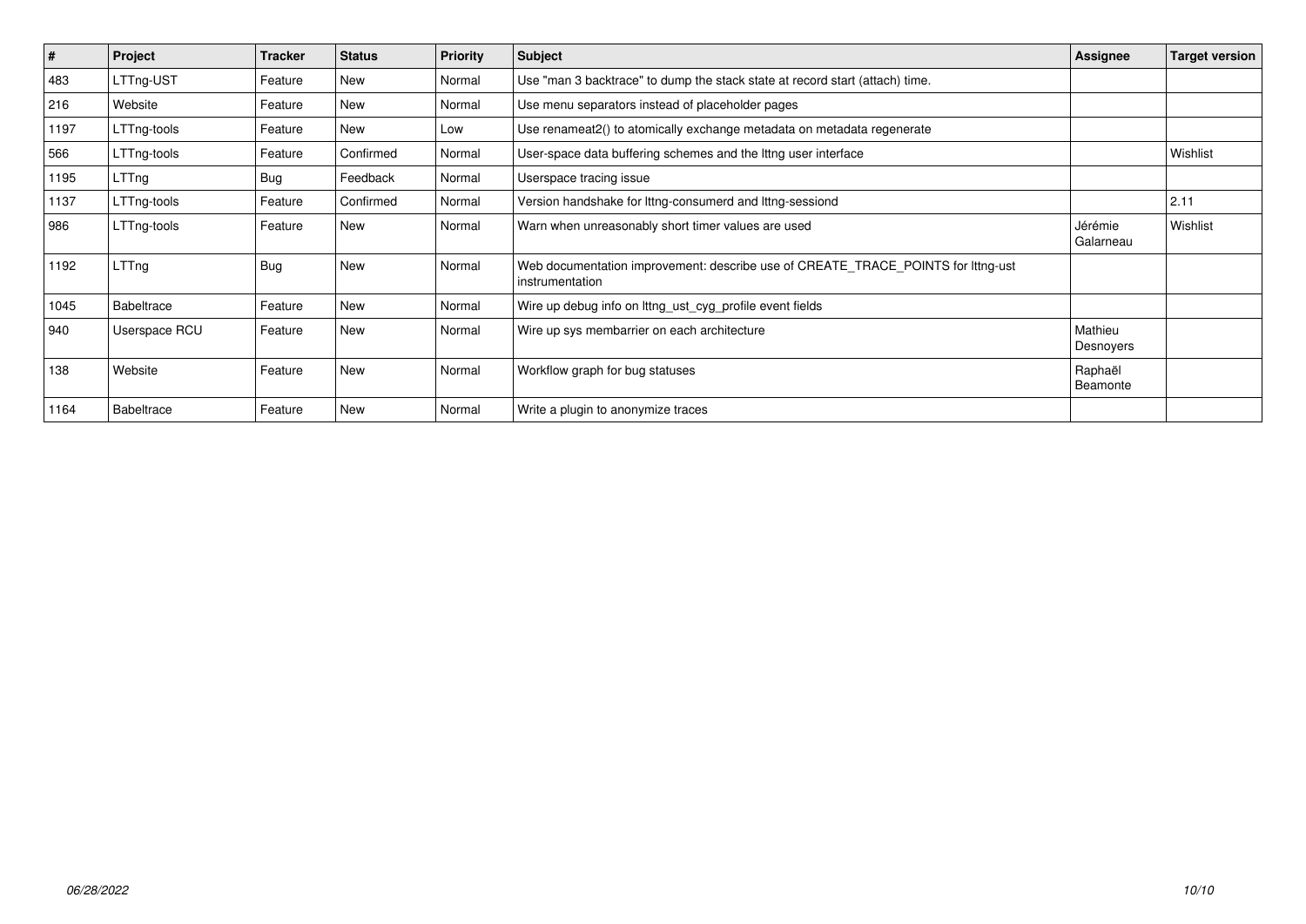| # | Project | Tracker | Status | Priority | Subject | Assignee | Target version |
|---|---|---|---|---|---|---|---|
| 483 | LTTng-UST | Feature | New | Normal | Use "man 3 backtrace" to dump the stack state at record start (attach) time. | | |
| 216 | Website | Feature | New | Normal | Use menu separators instead of placeholder pages | | |
| 1197 | LTTng-tools | Feature | New | Low | Use renameat2() to atomically exchange metadata on metadata regenerate | | |
| 566 | LTTng-tools | Feature | Confirmed | Normal | User-space data buffering schemes and the lttng user interface | | Wishlist |
| 1195 | LTTng | Bug | Feedback | Normal | Userspace tracing issue | | |
| 1137 | LTTng-tools | Feature | Confirmed | Normal | Version handshake for lttng-consumerd and lttng-sessiond | | 2.11 |
| 986 | LTTng-tools | Feature | New | Normal | Warn when unreasonably short timer values are used | Jérémie Galarneau | Wishlist |
| 1192 | LTTng | Bug | New | Normal | Web documentation improvement: describe use of CREATE_TRACE_POINTS for lttng-ust instrumentation | | |
| 1045 | Babeltrace | Feature | New | Normal | Wire up debug info on lttng_ust_cyg_profile event fields | | |
| 940 | Userspace RCU | Feature | New | Normal | Wire up sys membarrier on each architecture | Mathieu Desnoyers | |
| 138 | Website | Feature | New | Normal | Workflow graph for bug statuses | Raphaël Beamonte | |
| 1164 | Babeltrace | Feature | New | Normal | Write a plugin to anonymize traces | | |

*06/28/2022*